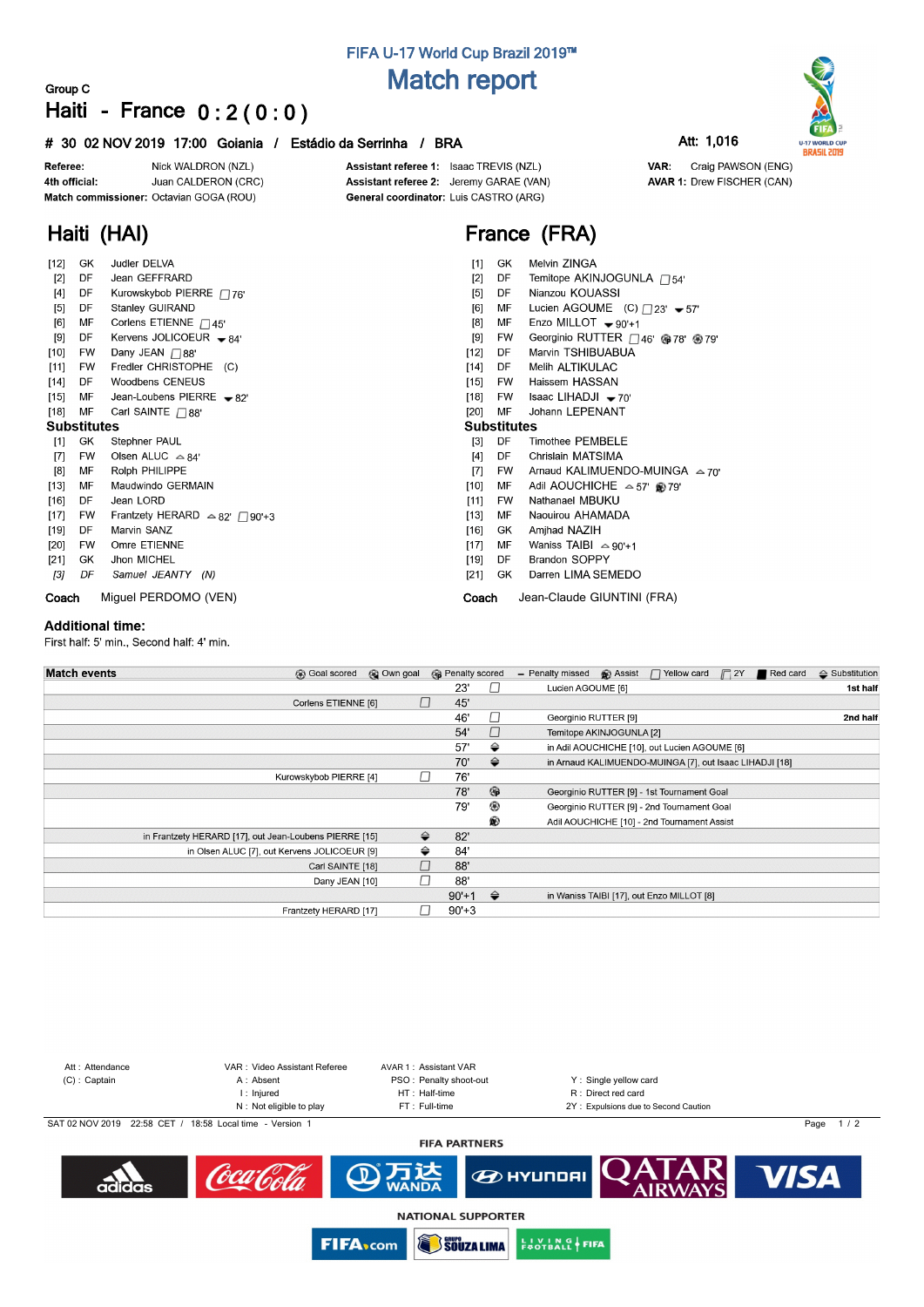# FIFA U-17 World Cup Brazil 2019™

# Match report

Group C

## Haiti - France 0 : 2 ( 0 : 0 )

**# 30 02 NOV 2019 17:00 Goiania / Estádio da Serrinha / BRA**

**Att: 1,016**

**Referee:** Nick WALDRON (NZL)
**4th official:** Juan CALDERON (CRC)
**Match commissioner:** Octavian GOGA (ROU)

**Assistant referee 1:** Isaac TREVIS (NZL)
**Assistant referee 2:** Jeremy GARAE (VAN)
**General coordinator:** Luis CASTRO (ARG)

**VAR:** Craig PAWSON (ENG)
**AVAR 1:** Drew FISCHER (CAN)

## Haiti (HAI)

| No. | Pos | Name | Events |
|---|---|---|---|
| [12] | GK | Judler DELVA | |
| [2] | DF | Jean GEFFRARD | |
| [4] | DF | Kurowskybob PIERRE | Yellow card 76' |
| [5] | DF | Stanley GUIRAND | |
| [6] | MF | Corlens ETIENNE | Yellow card 45' |
| [9] | DF | Kervens JOLICOEUR | Substituted out 84' |
| [10] | FW | Dany JEAN | Yellow card 88' |
| [11] | FW | Fredler CHRISTOPHE (C) | |
| [14] | DF | Woodbens CENEUS | |
| [15] | MF | Jean-Loubens PIERRE | Substituted out 82' |
| [18] | MF | Carl SAINTE | Yellow card 88' |

**Substitutes**

| No. | Pos | Name | Events |
|---|---|---|---|
| [1] | GK | Stephner PAUL | |
| [7] | FW | Olsen ALUC | Substituted in 84' |
| [8] | MF | Rolph PHILIPPE | |
| [13] | MF | Maudwindo GERMAIN | |
| [16] | DF | Jean LORD | |
| [17] | FW | Frantzety HERARD | Substituted in 82', Yellow card 90'+3 |
| [19] | DF | Marvin SANZ | |
| [20] | FW | Omre ETIENNE | |
| [21] | GK | Jhon MICHEL | |
| *[3]* | *DF* | *Samuel JEANTY (N)* | |

**Coach** Miguel PERDOMO (VEN)

## France (FRA)

| No. | Pos | Name | Events |
|---|---|---|---|
| [1] | GK | Melvin ZINGA | |
| [2] | DF | Temitope AKINJOGUNLA | Yellow card 54' |
| [5] | DF | Nianzou KOUASSI | |
| [6] | MF | Lucien AGOUME (C) | Yellow card 23', Substituted out 57' |
| [8] | MF | Enzo MILLOT | Substituted out 90'+1 |
| [9] | FW | Georginio RUTTER | Yellow card 46', Goal 78', Goal 79' |
| [12] | DF | Marvin TSHIBUABUA | |
| [14] | DF | Melih ALTIKULAC | |
| [15] | FW | Haissem HASSAN | |
| [18] | FW | Isaac LIHADJI | Substituted out 70' |
| [20] | MF | Johann LEPENANT | |

**Substitutes**

| No. | Pos | Name | Events |
|---|---|---|---|
| [3] | DF | Timothee PEMBELE | |
| [4] | DF | Chrislain MATSIMA | |
| [7] | FW | Arnaud KALIMUENDO-MUINGA | Substituted in 70' |
| [10] | MF | Adil AOUCHICHE | Substituted in 57', Assist 79' |
| [11] | FW | Nathanael MBUKU | |
| [13] | MF | Naouirou AHAMADA | |
| [16] | GK | Amjhad NAZIH | |
| [17] | MF | Waniss TAIBI | Substituted in 90'+1 |
| [19] | DF | Brandon SOPPY | |
| [21] | GK | Darren LIMA SEMEDO | |

**Coach** Jean-Claude GIUNTINI (FRA)

### Additional time:

First half: 5' min., Second half: 4' min.

## Match events

| Haiti | Event | Minute | Event | France | |
|---|---|---|---|---|---|
| | | 23' | Yellow card | Lucien AGOUME [6] | 1st half |
| Corlens ETIENNE [6] | Yellow card | 45' | | | |
| | | 46' | Yellow card | Georginio RUTTER [9] | 2nd half |
| | | 54' | Yellow card | Temitope AKINJOGUNLA [2] | |
| | | 57' | Substitution | in Adil AOUCHICHE [10], out Lucien AGOUME [6] | |
| | | 70' | Substitution | in Arnaud KALIMUENDO-MUINGA [7], out Isaac LIHADJI [18] | |
| Kurowskybob PIERRE [4] | Yellow card | 76' | | | |
| | | 78' | Goal scored | Georginio RUTTER [9] - 1st Tournament Goal | |
| | | 79' | Goal scored | Georginio RUTTER [9] - 2nd Tournament Goal | |
| | | | Assist | Adil AOUCHICHE [10] - 2nd Tournament Assist | |
| in Frantzety HERARD [17], out Jean-Loubens PIERRE [15] | Substitution | 82' | | | |
| in Olsen ALUC [7], out Kervens JOLICOEUR [9] | Substitution | 84' | | | |
| Carl SAINTE [18] | Yellow card | 88' | | | |
| Dany JEAN [10] | Yellow card | 88' | | | |
| | | 90'+1 | Substitution | in Waniss TAIBI [17], out Enzo MILLOT [8] | |
| Frantzety HERARD [17] | Yellow card | 90'+3 | | | |

Att : Attendance
(C) : Captain
VAR : Video Assistant Referee
A : Absent
I : Injured
N : Not eligible to play
AVAR 1 : Assistant VAR
PSO : Penalty shoot-out
HT : Half-time
FT : Full-time
Y : Single yellow card
R : Direct red card
2Y : Expulsions due to Second Caution

SAT 02 NOV 2019 22:58 CET / 18:58 Local time - Version 1

FIFA PARTNERS

NATIONAL SUPPORTER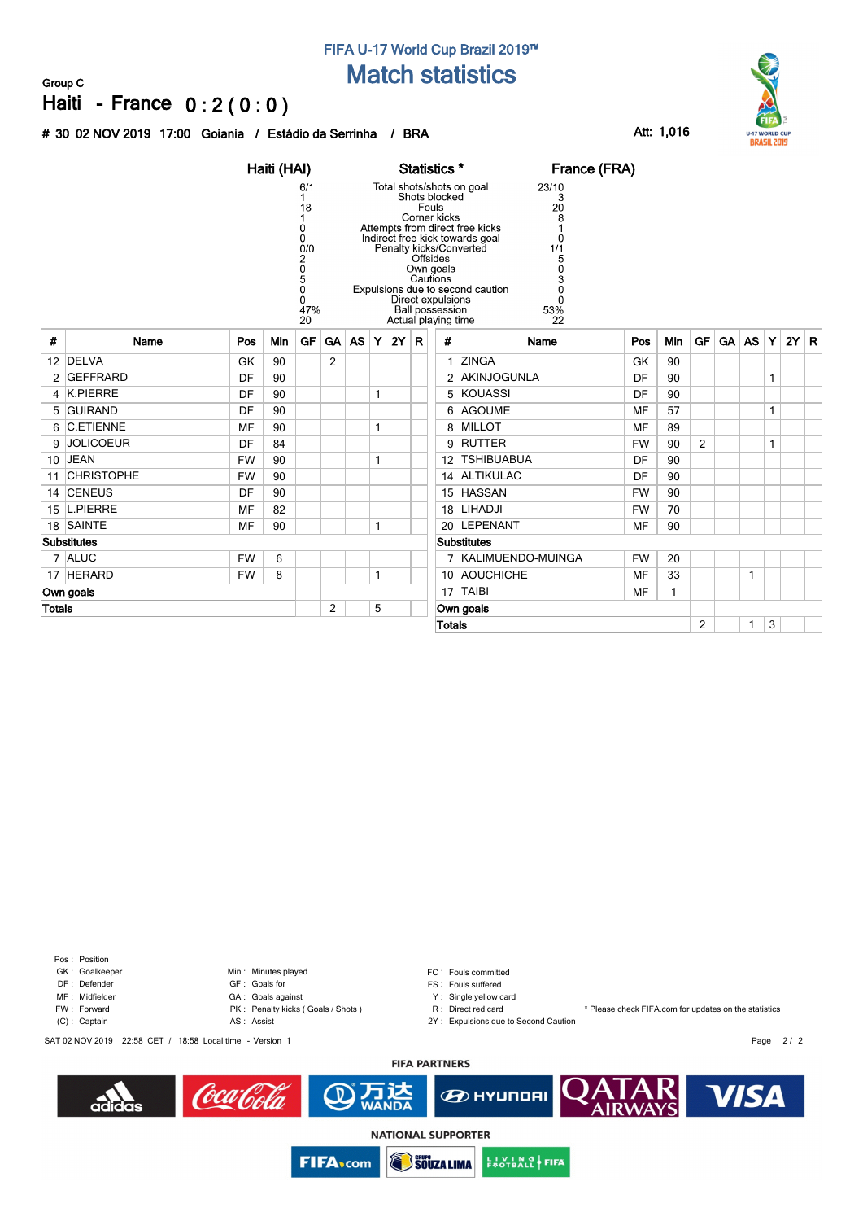FIFA U-17 World Cup Brazil 2019™

# Match statistics

Group C

## Haiti - France 0 : 2 ( 0 : 0 )

# 30 02 NOV 2019 17:00 Goiania / Estádio da Serrinha / BRA

Att: 1,016

| Haiti (HAI) | Statistics * | France (FRA) |
|---|---|---|
| 6/1 | Total shots/shots on goal | 23/10 |
| 1 | Shots blocked | 3 |
| 18 | Fouls | 20 |
| 1 | Corner kicks | 8 |
| 0 | Attempts from direct free kicks | 1 |
| 0 | Indirect free kick towards goal | 0 |
| 0/0 | Penalty kicks/Converted | 1/1 |
| 2 | Offsides | 5 |
| 0 | Own goals | 0 |
| 5 | Cautions | 3 |
| 0 | Expulsions due to second caution | 0 |
| 0 | Direct expulsions | 0 |
| 47% | Ball possession | 53% |
| 20 | Actual playing time | 22 |

| # | Name | Pos | Min | GF | GA | AS | Y | 2Y | R |
|---|---|---|---|---|---|---|---|---|---|
| 12 | DELVA | GK | 90 | | 2 | | | | |
| 2 | GEFFRARD | DF | 90 | | | | | | |
| 4 | K.PIERRE | DF | 90 | | | | 1 | | |
| 5 | GUIRAND | DF | 90 | | | | | | |
| 6 | C.ETIENNE | MF | 90 | | | | 1 | | |
| 9 | JOLICOEUR | DF | 84 | | | | | | |
| 10 | JEAN | FW | 90 | | | | 1 | | |
| 11 | CHRISTOPHE | FW | 90 | | | | | | |
| 14 | CENEUS | DF | 90 | | | | | | |
| 15 | L.PIERRE | MF | 82 | | | | | | |
| 18 | SAINTE | MF | 90 | | | | 1 | | |
| **Substitutes** | | | | | | | | | |
| 7 | ALUC | FW | 6 | | | | | | |
| 17 | HERARD | FW | 8 | | | | 1 | | |
| **Own goals** | | | | | | | | | |
| **Totals** | | | | | 2 | | 5 | | |

| # | Name | Pos | Min | GF | GA | AS | Y | 2Y | R |
|---|---|---|---|---|---|---|---|---|---|
| 1 | ZINGA | GK | 90 | | | | | | |
| 2 | AKINJOGUNLA | DF | 90 | | | | 1 | | |
| 5 | KOUASSI | DF | 90 | | | | | | |
| 6 | AGOUME | MF | 57 | | | | 1 | | |
| 8 | MILLOT | MF | 89 | | | | | | |
| 9 | RUTTER | FW | 90 | 2 | | | 1 | | |
| 12 | TSHIBUABUA | DF | 90 | | | | | | |
| 14 | ALTIKULAC | DF | 90 | | | | | | |
| 15 | HASSAN | FW | 90 | | | | | | |
| 18 | LIHADJI | FW | 70 | | | | | | |
| 20 | LEPENANT | MF | 90 | | | | | | |
| **Substitutes** | | | | | | | | | |
| 7 | KALIMUENDO-MUINGA | FW | 20 | | | | | | |
| 10 | AOUCHICHE | MF | 33 | | | 1 | | | |
| 17 | TAIBI | MF | 1 | | | | | | |
| **Own goals** | | | | | | | | | |
| **Totals** | | | | 2 | | 1 | 3 | | |

Pos : Position
GK : Goalkeeper
DF : Defender
MF : Midfielder
FW : Forward
(C) : Captain

Min : Minutes played
GF : Goals for
GA : Goals against
PK : Penalty kicks ( Goals / Shots )
AS : Assist

FC : Fouls committed
FS : Fouls suffered
Y : Single yellow card
R : Direct red card
2Y : Expulsions due to Second Caution

* Please check FIFA.com for updates on the statistics

SAT 02 NOV 2019 22:58 CET / 18:58 Local time - Version 1

FIFA PARTNERS

NATIONAL SUPPORTER